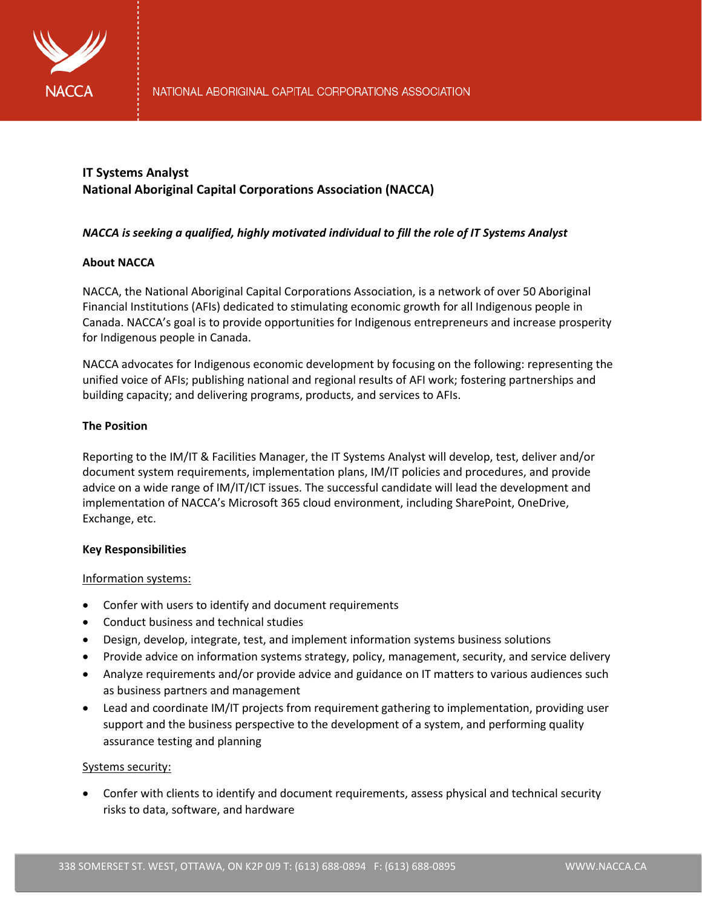**IT Systems Analyst**
**National Aboriginal Capital Corporations Association (NACCA)**

***NACCA is seeking a qualified, highly motivated individual to fill the role of IT Systems Analyst***

**About NACCA**

NACCA, the National Aboriginal Capital Corporations Association, is a network of over 50 Aboriginal Financial Institutions (AFIs) dedicated to stimulating economic growth for all Indigenous people in Canada. NACCA's goal is to provide opportunities for Indigenous entrepreneurs and increase prosperity for Indigenous people in Canada.

NACCA advocates for Indigenous economic development by focusing on the following: representing the unified voice of AFIs; publishing national and regional results of AFI work; fostering partnerships and building capacity; and delivering programs, products, and services to AFIs.

**The Position**

Reporting to the IM/IT & Facilities Manager, the IT Systems Analyst will develop, test, deliver and/or document system requirements, implementation plans, IM/IT policies and procedures, and provide advice on a wide range of IM/IT/ICT issues. The successful candidate will lead the development and implementation of NACCA's Microsoft 365 cloud environment, including SharePoint, OneDrive, Exchange, etc.

**Key Responsibilities**

<u>Information systems:</u>

- Confer with users to identify and document requirements
- Conduct business and technical studies
- Design, develop, integrate, test, and implement information systems business solutions
- Provide advice on information systems strategy, policy, management, security, and service delivery
- Analyze requirements and/or provide advice and guidance on IT matters to various audiences such as business partners and management
- Lead and coordinate IM/IT projects from requirement gathering to implementation, providing user support and the business perspective to the development of a system, and performing quality assurance testing and planning

<u>Systems security:</u>

- Confer with clients to identify and document requirements, assess physical and technical security risks to data, software, and hardware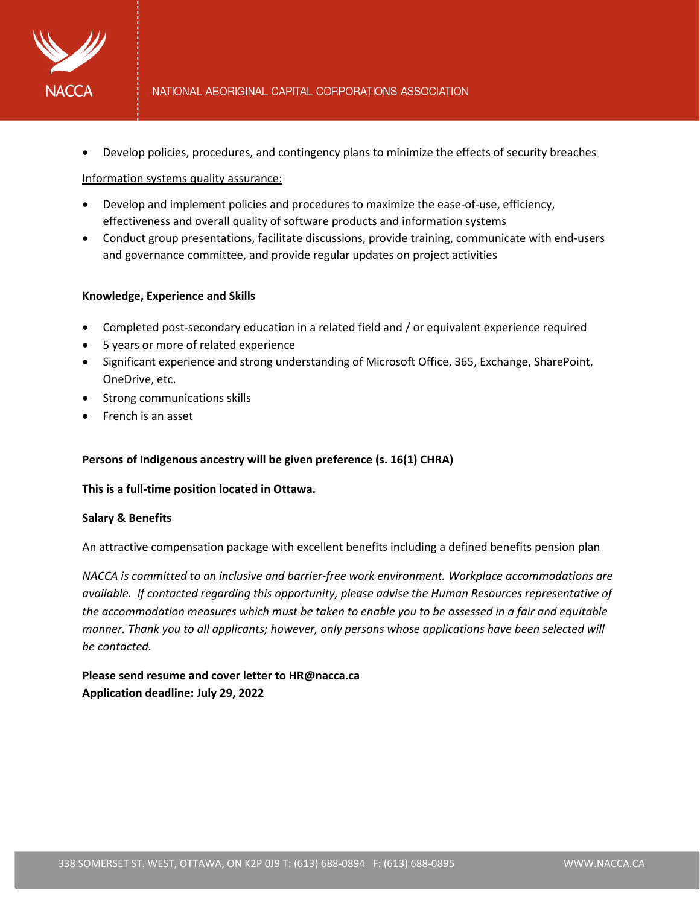- Develop policies, procedures, and contingency plans to minimize the effects of security breaches

Information systems quality assurance:

- Develop and implement policies and procedures to maximize the ease-of-use, efficiency, effectiveness and overall quality of software products and information systems
- Conduct group presentations, facilitate discussions, provide training, communicate with end-users and governance committee, and provide regular updates on project activities

**Knowledge, Experience and Skills**

- Completed post-secondary education in a related field and / or equivalent experience required
- 5 years or more of related experience
- Significant experience and strong understanding of Microsoft Office, 365, Exchange, SharePoint, OneDrive, etc.
- Strong communications skills
- French is an asset

**Persons of Indigenous ancestry will be given preference (s. 16(1) CHRA)**

**This is a full-time position located in Ottawa.**

**Salary & Benefits**

An attractive compensation package with excellent benefits including a defined benefits pension plan

*NACCA is committed to an inclusive and barrier-free work environment. Workplace accommodations are available. If contacted regarding this opportunity, please advise the Human Resources representative of the accommodation measures which must be taken to enable you to be assessed in a fair and equitable manner. Thank you to all applicants; however, only persons whose applications have been selected will be contacted.*

**Please send resume and cover letter to HR@nacca.ca**
**Application deadline: July 29, 2022**